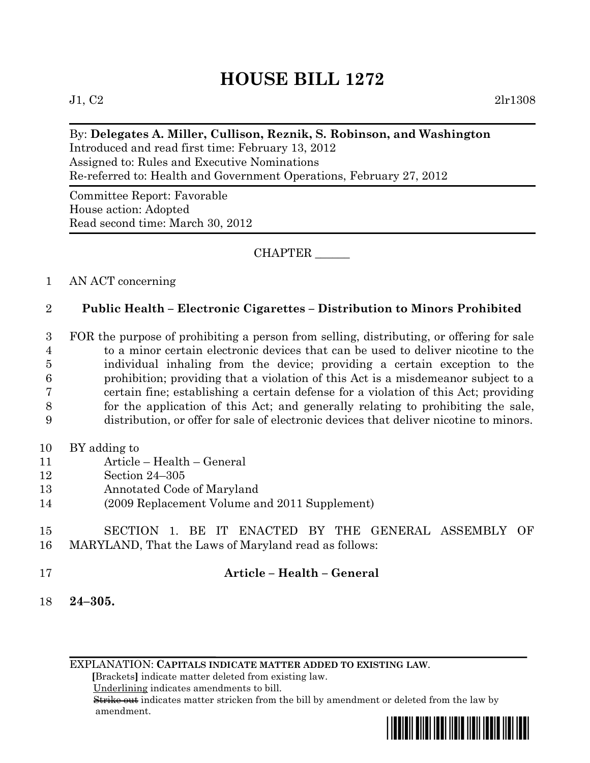# HOUSE BILL 1272

J1, C2 2lr1308

By: **Delegates A. Miller, Cullison, Reznik, S. Robinson, and Washington**
Introduced and read first time: February 13, 2012
Assigned to: Rules and Executive Nominations
Re-referred to: Health and Government Operations, February 27, 2012

Committee Report: Favorable
House action: Adopted
Read second time: March 30, 2012

CHAPTER ______

1 AN ACT concerning

2 **Public Health – Electronic Cigarettes – Distribution to Minors Prohibited**

3 FOR the purpose of prohibiting a person from selling, distributing, or offering for sale
4 to a minor certain electronic devices that can be used to deliver nicotine to the
5 individual inhaling from the device; providing a certain exception to the
6 prohibition; providing that a violation of this Act is a misdemeanor subject to a
7 certain fine; establishing a certain defense for a violation of this Act; providing
8 for the application of this Act; and generally relating to prohibiting the sale,
9 distribution, or offer for sale of electronic devices that deliver nicotine to minors.

10 BY adding to
11 Article – Health – General
12 Section 24–305
13 Annotated Code of Maryland
14 (2009 Replacement Volume and 2011 Supplement)

15 SECTION 1. BE IT ENACTED BY THE GENERAL ASSEMBLY OF
16 MARYLAND, That the Laws of Maryland read as follows:

17 **Article – Health – General**

18 **24–305.**

EXPLANATION: **CAPITALS INDICATE MATTER ADDED TO EXISTING LAW.**
**[**Brackets**]** indicate matter deleted from existing law.
Underlining indicates amendments to bill.
~~Strike out~~ indicates matter stricken from the bill by amendment or deleted from the law by amendment.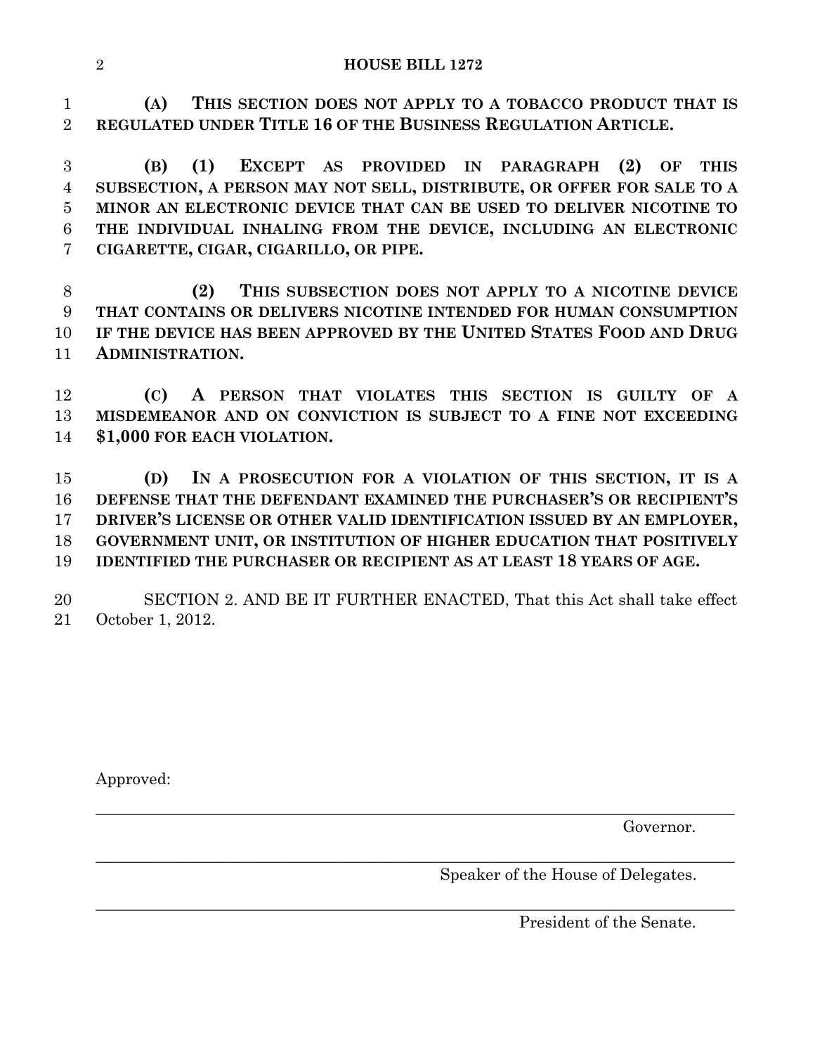**(A) THIS SECTION DOES NOT APPLY TO A TOBACCO PRODUCT THAT IS REGULATED UNDER TITLE 16 OF THE BUSINESS REGULATION ARTICLE.**

**(B) (1) EXCEPT AS PROVIDED IN PARAGRAPH (2) OF THIS SUBSECTION, A PERSON MAY NOT SELL, DISTRIBUTE, OR OFFER FOR SALE TO A MINOR AN ELECTRONIC DEVICE THAT CAN BE USED TO DELIVER NICOTINE TO THE INDIVIDUAL INHALING FROM THE DEVICE, INCLUDING AN ELECTRONIC CIGARETTE, CIGAR, CIGARILLO, OR PIPE.**

**(2) THIS SUBSECTION DOES NOT APPLY TO A NICOTINE DEVICE THAT CONTAINS OR DELIVERS NICOTINE INTENDED FOR HUMAN CONSUMPTION IF THE DEVICE HAS BEEN APPROVED BY THE UNITED STATES FOOD AND DRUG ADMINISTRATION.**

**(C) A PERSON THAT VIOLATES THIS SECTION IS GUILTY OF A MISDEMEANOR AND ON CONVICTION IS SUBJECT TO A FINE NOT EXCEEDING $1,000 FOR EACH VIOLATION.**

**(D) IN A PROSECUTION FOR A VIOLATION OF THIS SECTION, IT IS A DEFENSE THAT THE DEFENDANT EXAMINED THE PURCHASER'S OR RECIPIENT'S DRIVER'S LICENSE OR OTHER VALID IDENTIFICATION ISSUED BY AN EMPLOYER, GOVERNMENT UNIT, OR INSTITUTION OF HIGHER EDUCATION THAT POSITIVELY IDENTIFIED THE PURCHASER OR RECIPIENT AS AT LEAST 18 YEARS OF AGE.**

SECTION 2. AND BE IT FURTHER ENACTED, That this Act shall take effect October 1, 2012.

Approved:

\_\_\_\_\_\_\_\_\_\_\_\_\_\_\_\_\_\_\_\_\_\_\_\_\_\_\_\_\_\_\_\_\_\_\_\_\_\_\_\_

Governor.

\_\_\_\_\_\_\_\_\_\_\_\_\_\_\_\_\_\_\_\_\_\_\_\_\_\_\_\_\_\_\_\_\_\_\_\_\_\_\_\_

Speaker of the House of Delegates.

\_\_\_\_\_\_\_\_\_\_\_\_\_\_\_\_\_\_\_\_\_\_\_\_\_\_\_\_\_\_\_\_\_\_\_\_\_\_\_\_

President of the Senate.